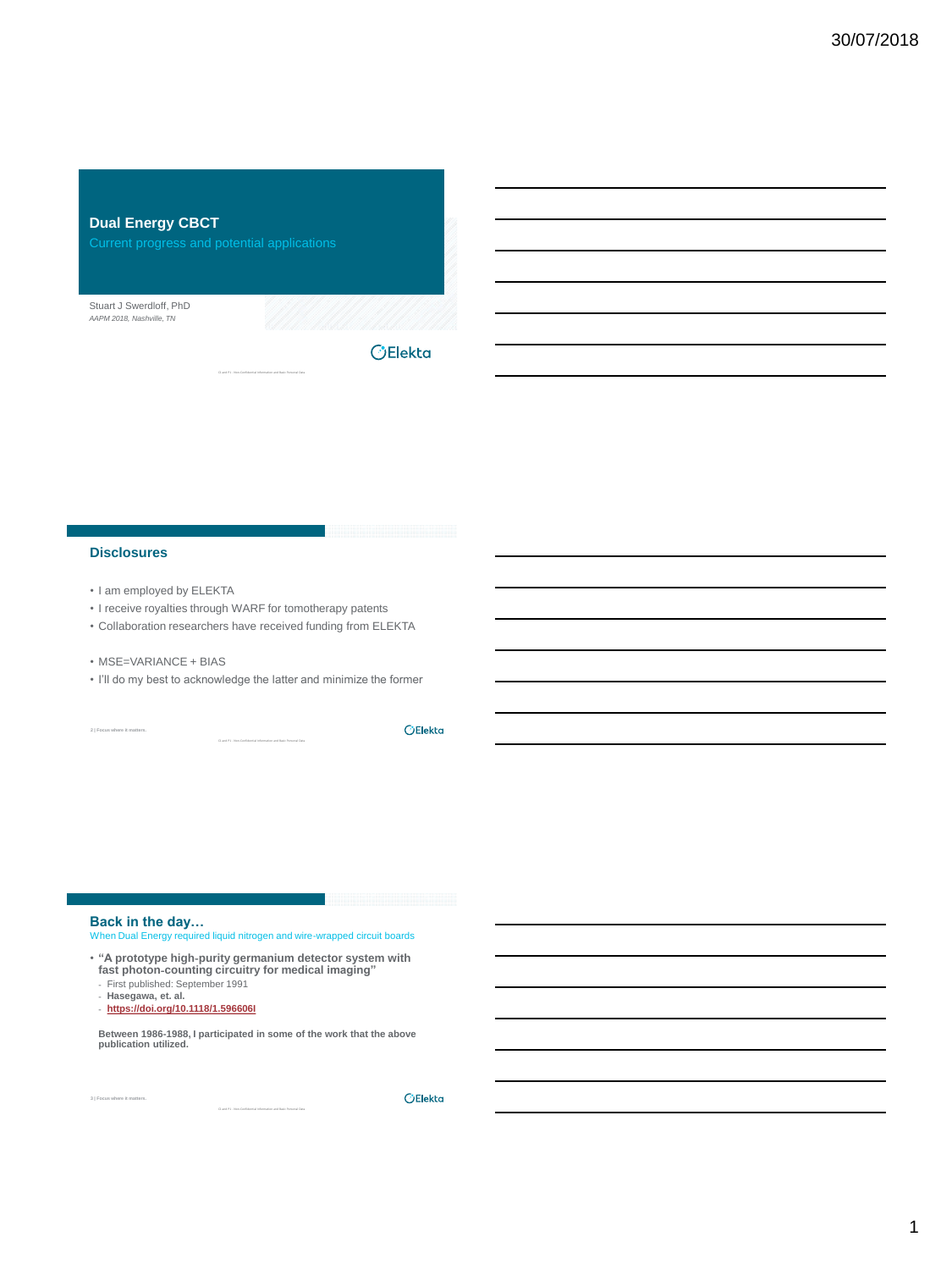# Dual Energy CBCT

Current progress and potential applications

Stuart J Swerdloff, PhD

*AAPM 2018, Nashville, TN*

## Disclosures

- I am employed by ELEKTA
- I receive royalties through WARF for tomotherapy patents
- Collaboration researchers have received funding from ELEKTA

- MSE=VARIANCE + BIAS
- I'll do my best to acknowledge the latter and minimize the former

## Back in the day…

When Dual Energy required liquid nitrogen and wire-wrapped circuit boards

- **"A prototype high-purity germanium detector system with fast photon-counting circuitry for medical imaging"**
  - First published: September 1991
  - **Hasegawa, et. al.**
  - **https://doi.org/10.1118/1.596606l**

**Between 1986-1988, I participated in some of the work that the above publication utilized.**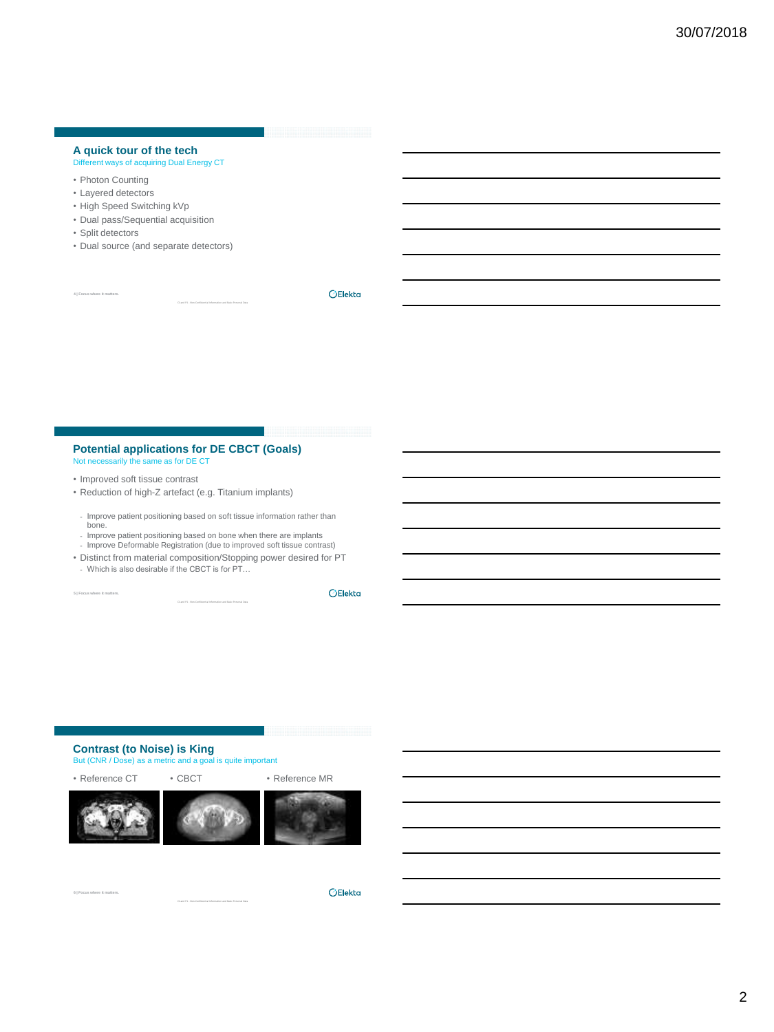## A quick tour of the tech

Different ways of acquiring Dual Energy CT

- Photon Counting
- Layered detectors
- High Speed Switching kVp
- Dual pass/Sequential acquisition
- Split detectors
- Dual source (and separate detectors)

## Potential applications for DE CBCT (Goals)

Not necessarily the same as for DE CT

- Improved soft tissue contrast
- Reduction of high-Z artefact (e.g. Titanium implants)
  - Improve patient positioning based on soft tissue information rather than bone.
  - Improve patient positioning based on bone when there are implants
  - Improve Deformable Registration (due to improved soft tissue contrast)
- Distinct from material composition/Stopping power desired for PT
  - Which is also desirable if the CBCT is for PT…

## Contrast (to Noise) is King

But (CNR / Dose) as a metric and a goal is quite important

- Reference CT
- CBCT
- Reference MR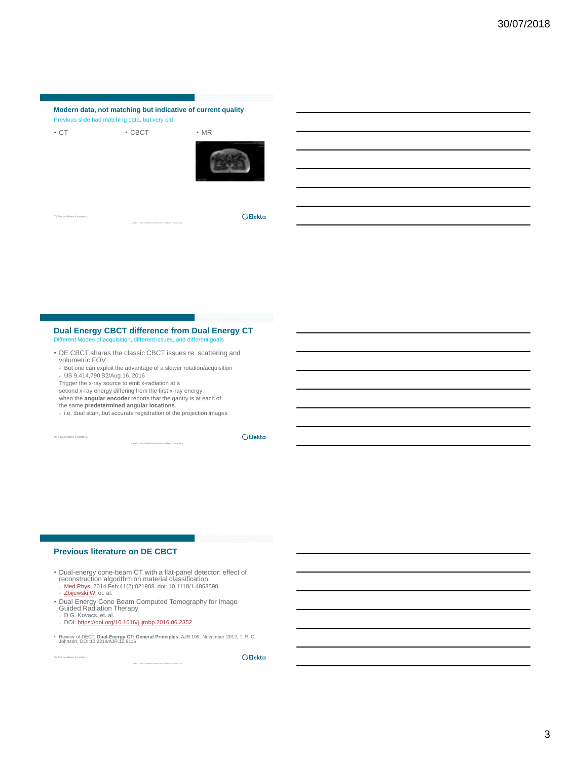## Modern data, not matching but indicative of current quality

Previous slide had matching data, but very old

- CT
- CBCT
- MR

## Dual Energy CBCT difference from Dual Energy CT

Different Modes of acquisition, different issues, and different goals

- DE CBCT shares the classic CBCT issues re: scattering and volumetric FOV
  - But one can exploit the advantage of a slower rotation/acquisition
  - US 9,414,790 B2/Aug.16, 2016

  Trigger the x-ray source to emit x-radiation at a second x-ray energy differing from the first x-ray energy when the **angular encoder** reports that the gantry is at each of the same **predetermined angular locations**.
  - i.e. dual scan, but accurate registration of the projection images

## Previous literature on DE CBCT

- Dual-energy cone-beam CT with a flat-panel detector: effect of reconstruction algorithm on material classification.
  - Med Phys. 2014 Feb;41(2):021908. doi: 10.1118/1.4863598.
  - Zbijewski W, et. al.
- Dual Energy Cone Beam Computed Tomography for Image Guided Radiation Therapy
  - D.G. Kovacs, et. al.
  - DOI: https://doi.org/10.1016/j.ijrobp.2016.06.2352
- Review of DECT: **Dual-Energy CT: General Principles,** AJR:199, November 2012, T. R. C. Johnson, DOI:10.2214/AJR.12.9116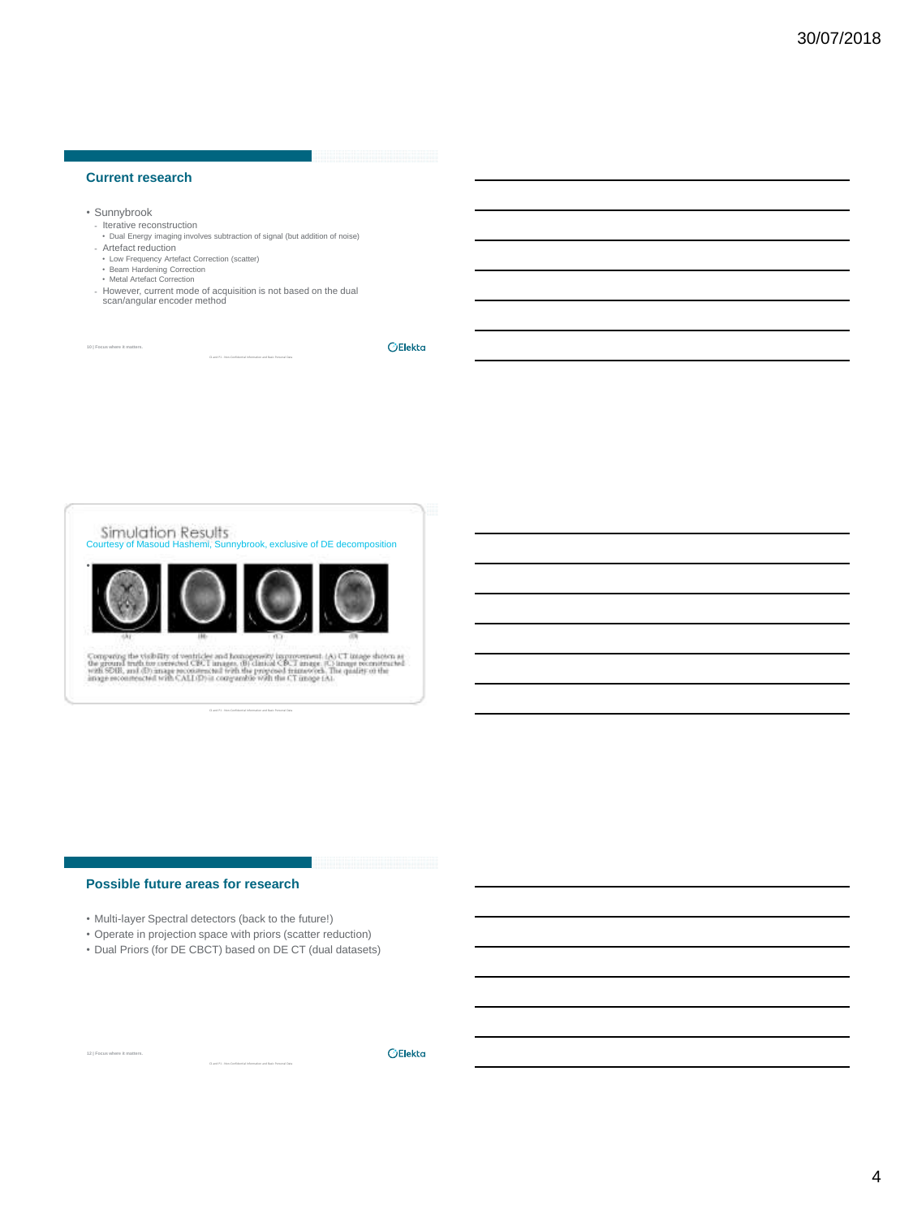## Current research

- Sunnybrook
  - Iterative reconstruction
    - Dual Energy imaging involves subtraction of signal (but addition of noise)
  - Artefact reduction
    - Low Frequency Artefact Correction (scatter)
    - Beam Hardening Correction
    - Metal Artefact Correction
  - However, current mode of acquisition is not based on the dual scan/angular encoder method

## Simulation Results

Courtesy of Masoud Hashemi, Sunnybrook, exclusive of DE decomposition

(A) (B) (C) (D)

Comparing the visibility of ventricles and homogeneity improvement. (A) CT image shown as the ground truth for corrected CBCT images, (B) clinical CBCT image, (C) image reconstructed with SDIR, and (D) image reconstructed with the proposed framework. The quality of the image reconstructed with CALI (D) is comparable with the CT image (A).

## Possible future areas for research

- Multi-layer Spectral detectors (back to the future!)
- Operate in projection space with priors (scatter reduction)
- Dual Priors (for DE CBCT) based on DE CT (dual datasets)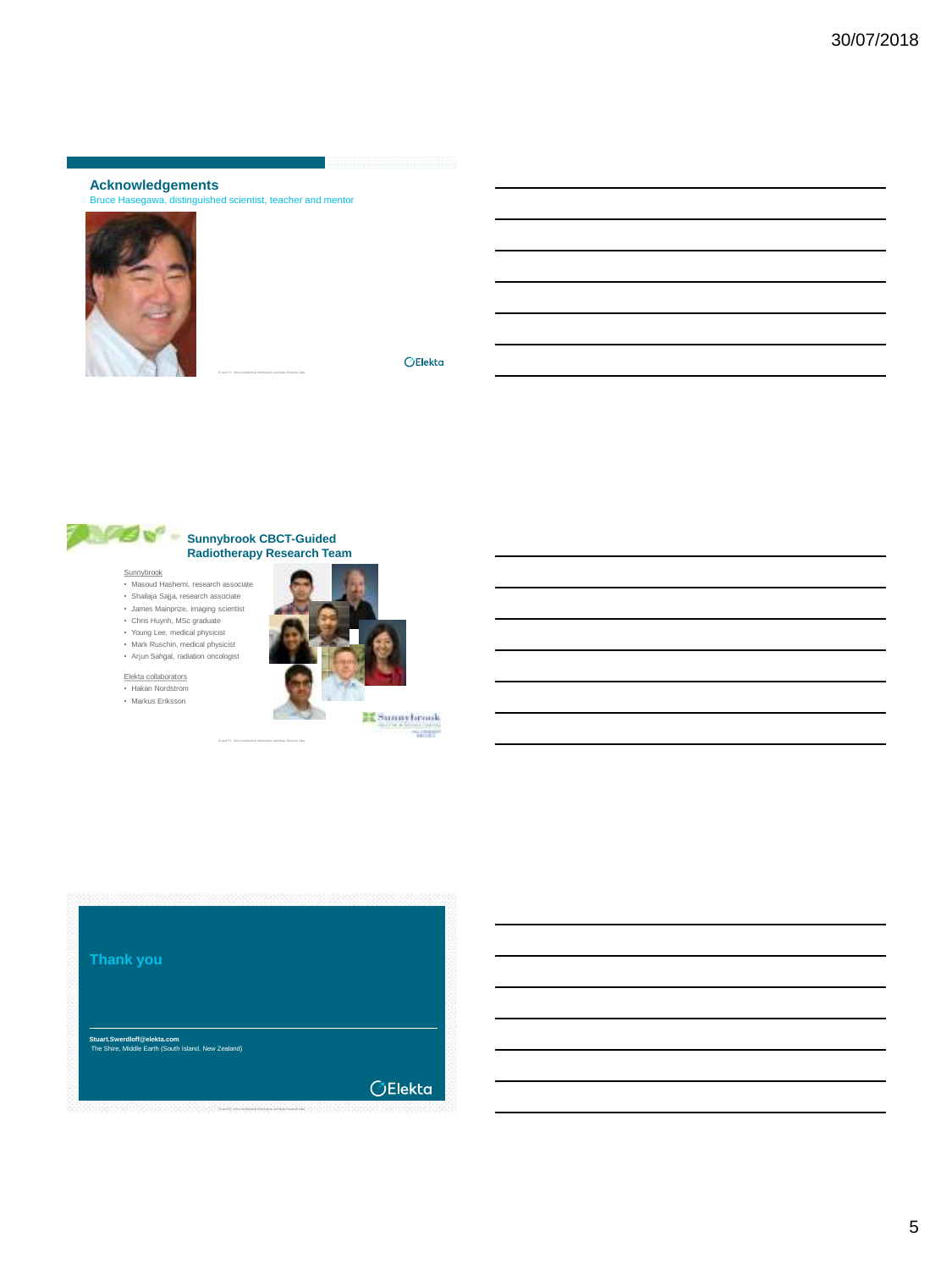## Acknowledgements

Bruce Hasegawa, distinguished scientist, teacher and mentor

Elekta

## Sunnybrook CBCT-Guided Radiotherapy Research Team

Sunnybrook

- Masoud Hashemi, research associate
- Shailaja Sajja, research associate
- James Mainprize, imaging scientist
- Chris Huynh, MSc graduate
- Young Lee, medical physicist
- Mark Ruschin, medical physicist
- Arjun Sahgal, radiation oncologist

Elekta collaborators

- Hakan Nordstrom
- Markus Eriksson

Sunnybrook

## Thank you

**Stuart.Swerdloff@elekta.com**

The Shire, Middle Earth (South Island, New Zealand)

Elekta